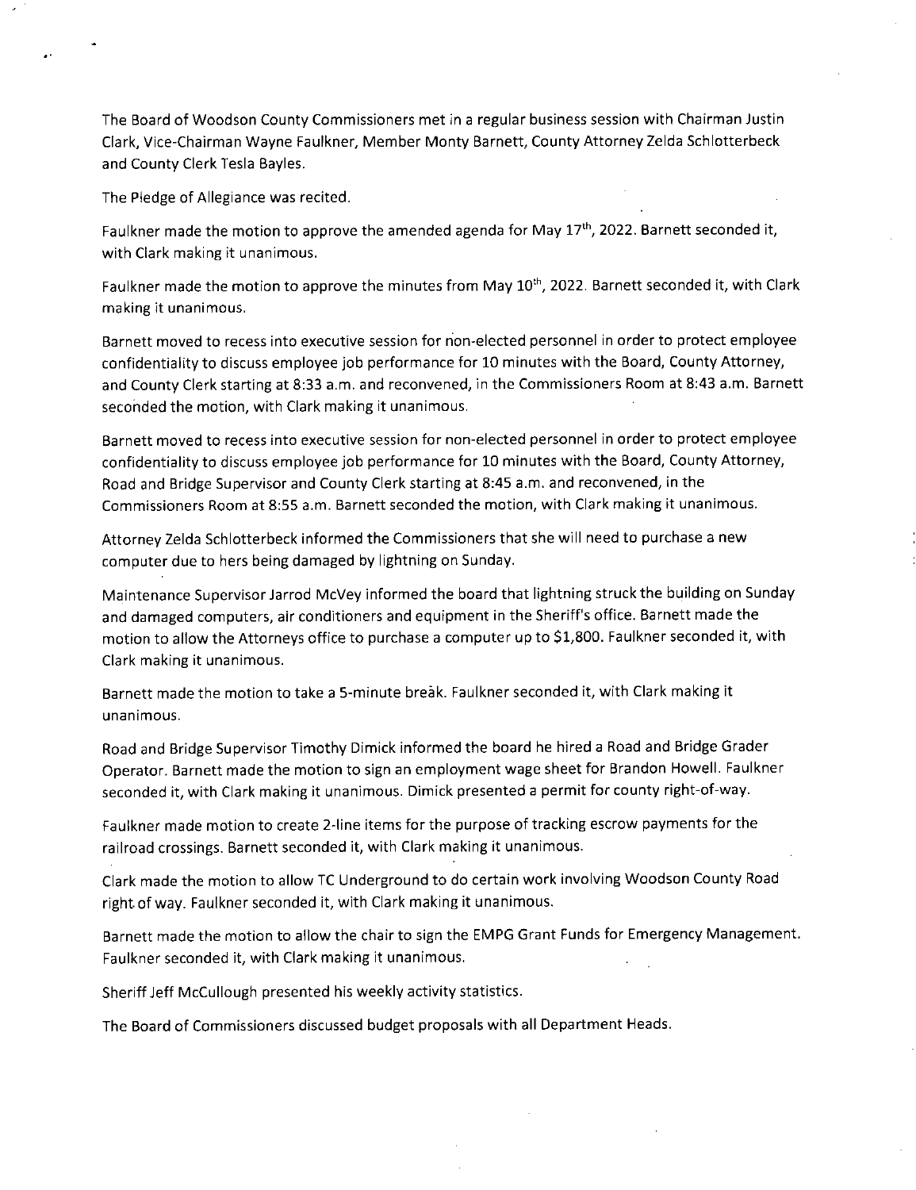The Board of Woodson County Commissioners met in a regular business session with Chairman Justin Clark, Vice-Chairman Wayne Faulkner, Member Monty Barnett, County Attorney Zelda Schlotterbeck and County Clerk Tesla Bayles.

The Pledge of Allegiance was recited.

Faulkner made the motion to approve the amended agenda for May 17th, 2022. Barnett seconded it, with Clark making it unanimous.

Faulkner made the motion to approve the minutes from May 10th, 2022. Barnett seconded it, with Clark making it unanimous.

Barnett moved to recess into executive session for non-elected personnel in order to protect employee confidentiality to discuss employee job performance for 10 minutes with the Board, County Attorney, and County Clerk starting at 8:33 a.m. and reconvened, in the Commissioners Room at 8:43 a.m. Barnett seconded the motion, with Clark making it unanimous.

Barnett moved to recess into executive session for non-elected personnel in order to protect employee confidentiality to discuss employee job performance for 10 minutes with the Board, County Attorney, Road and Bridge Supervisor and County Clerk starting at 8:45 a.m. and reconvened, in the Commissioners Room at 8:55 a.m. Barnett seconded the motion, with Clark making it unanimous.

Attorney Zelda Schlotterbeck informed the Commissioners that she will need to purchase a new computer due to hers being damaged by lightning on Sunday.

Maintenance Supervisor Jarrod McVey informed the board that lightning struck the building on Sunday and damaged computers, air conditioners and equipment in the Sheriff's office. Barnett made the motion to allow the Attorneys office to purchase a computer up to $1,800. Faulkner seconded it, with Clark making it unanimous.

Barnett made the motion to take a 5-minute break. Faulkner seconded it, with Clark making it unanimous.

Road and Bridge Supervisor Timothy Dimick informed the board he hired a Road and Bridge Grader Operator. Barnett made the motion to sign an employment wage sheet for Brandon Howell. Faulkner seconded it, with Clark making it unanimous. Dimick presented a permit for county right-of-way.

Faulkner made motion to create 2-line items for the purpose of tracking escrow payments for the railroad crossings. Barnett seconded it, with Clark making it unanimous.

Clark made the motion to allow TC Underground to do certain work involving Woodson County Road right of way. Faulkner seconded it, with Clark making it unanimous.

Barnett made the motion to allow the chair to sign the EMPG Grant Funds for Emergency Management. Faulkner seconded it, with Clark making it unanimous.

Sheriff Jeff McCullough presented his weekly activity statistics.

The Board of Commissioners discussed budget proposals with all Department Heads.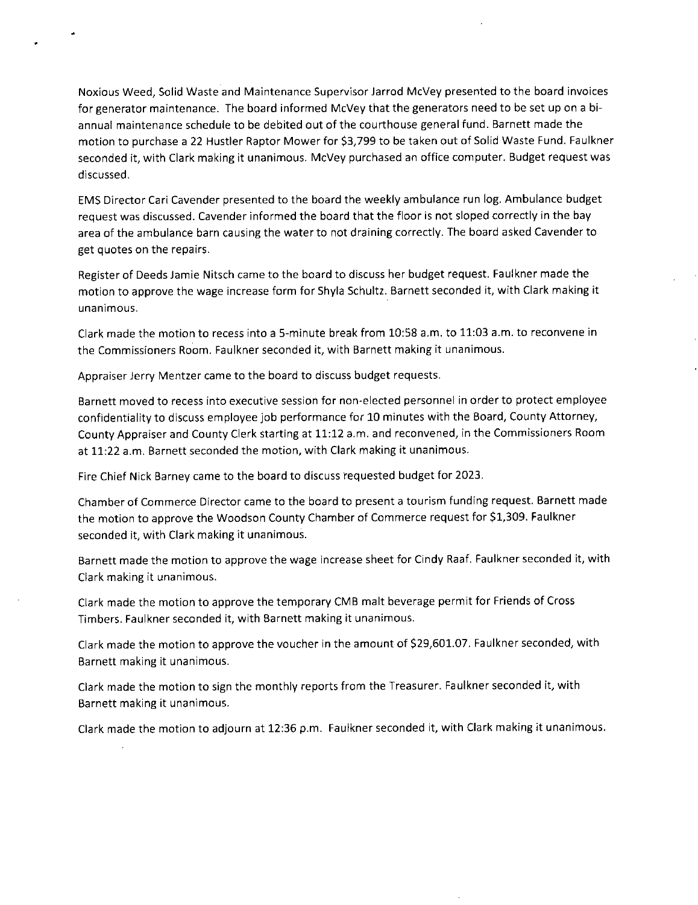Noxious Weed, Solid Waste and Maintenance Supervisor Jarrod McVey presented to the board invoices for generator maintenance. The board informed McVey that the generators need to be set up on a bi-annual maintenance schedule to be debited out of the courthouse general fund. Barnett made the motion to purchase a 22 Hustler Raptor Mower for $3,799 to be taken out of Solid Waste Fund. Faulkner seconded it, with Clark making it unanimous. McVey purchased an office computer. Budget request was discussed.

EMS Director Cari Cavender presented to the board the weekly ambulance run log. Ambulance budget request was discussed. Cavender informed the board that the floor is not sloped correctly in the bay area of the ambulance barn causing the water to not draining correctly. The board asked Cavender to get quotes on the repairs.

Register of Deeds Jamie Nitsch came to the board to discuss her budget request. Faulkner made the motion to approve the wage increase form for Shyla Schultz. Barnett seconded it, with Clark making it unanimous.

Clark made the motion to recess into a 5-minute break from 10:58 a.m. to 11:03 a.m. to reconvene in the Commissioners Room. Faulkner seconded it, with Barnett making it unanimous.

Appraiser Jerry Mentzer came to the board to discuss budget requests.

Barnett moved to recess into executive session for non-elected personnel in order to protect employee confidentiality to discuss employee job performance for 10 minutes with the Board, County Attorney, County Appraiser and County Clerk starting at 11:12 a.m. and reconvened, in the Commissioners Room at 11:22 a.m. Barnett seconded the motion, with Clark making it unanimous.

Fire Chief Nick Barney came to the board to discuss requested budget for 2023.

Chamber of Commerce Director came to the board to present a tourism funding request. Barnett made the motion to approve the Woodson County Chamber of Commerce request for $1,309. Faulkner seconded it, with Clark making it unanimous.

Barnett made the motion to approve the wage increase sheet for Cindy Raaf. Faulkner seconded it, with Clark making it unanimous.

Clark made the motion to approve the temporary CMB malt beverage permit for Friends of Cross Timbers. Faulkner seconded it, with Barnett making it unanimous.

Clark made the motion to approve the voucher in the amount of $29,601.07. Faulkner seconded, with Barnett making it unanimous.

Clark made the motion to sign the monthly reports from the Treasurer. Faulkner seconded it, with Barnett making it unanimous.

Clark made the motion to adjourn at 12:36 p.m. Faulkner seconded it, with Clark making it unanimous.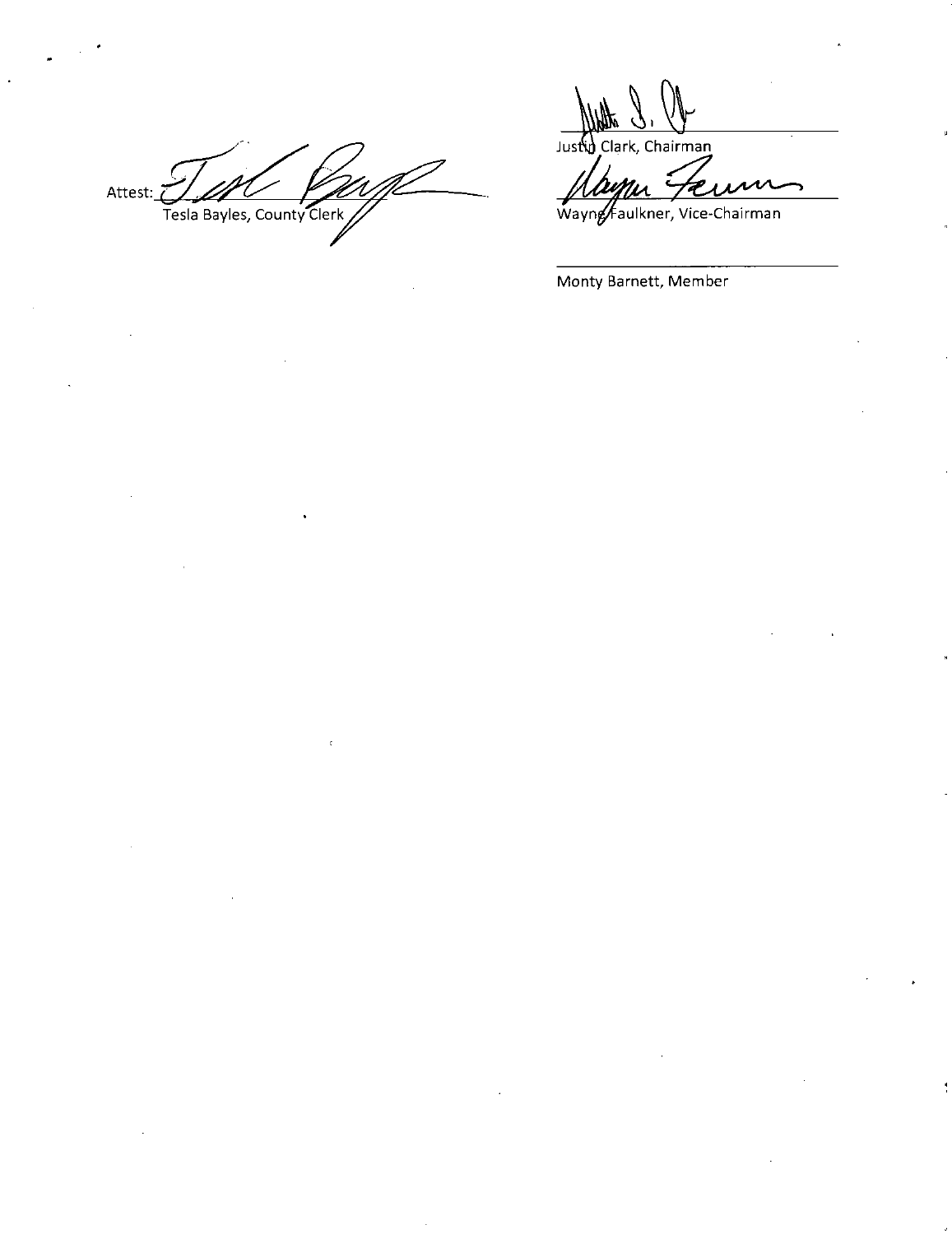Attest: ______________________
Tesla Bayles, County Clerk

______________________
Justin Clark, Chairman

______________________
Wayne Faulkner, Vice-Chairman

______________________
Monty Barnett, Member